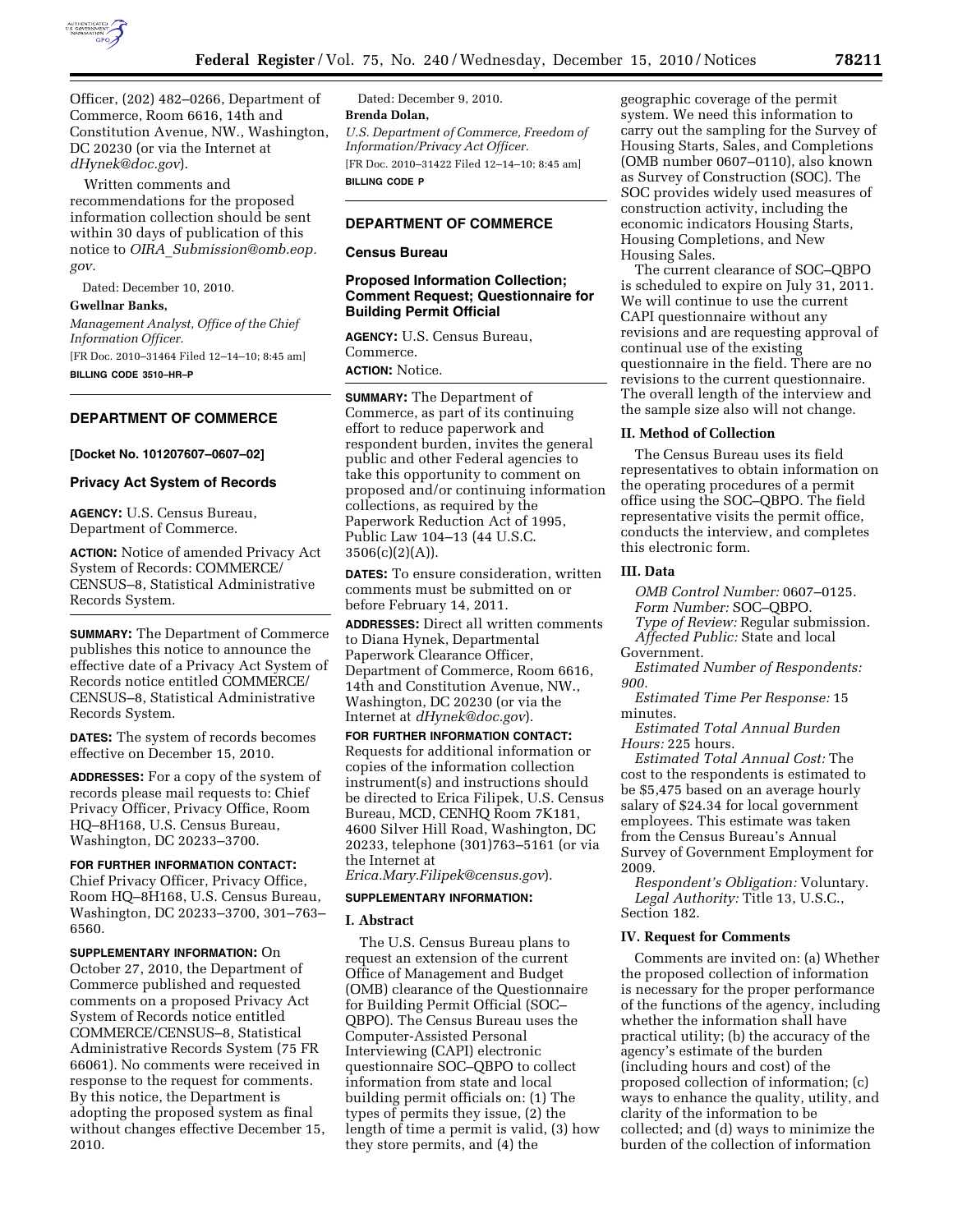Officer, (202) 482–0266, Department of Commerce, Room 6616, 14th and Constitution Avenue, NW., Washington, DC 20230 (or via the Internet at *dHynek@doc.gov*).

Written comments and recommendations for the proposed information collection should be sent within 30 days of publication of this notice to *OIRA_Submission@omb.eop.gov.*

Dated: December 10, 2010.

**Gwellnar Banks,**

*Management Analyst, Office of the Chief Information Officer.*

[FR Doc. 2010–31464 Filed 12–14–10; 8:45 am]

**BILLING CODE 3510–HR–P**

---

## DEPARTMENT OF COMMERCE

**[Docket No. 101207607–0607–02]**

### Privacy Act System of Records

**AGENCY:** U.S. Census Bureau, Department of Commerce.

**ACTION:** Notice of amended Privacy Act System of Records: COMMERCE/CENSUS–8, Statistical Administrative Records System.

**SUMMARY:** The Department of Commerce publishes this notice to announce the effective date of a Privacy Act System of Records notice entitled COMMERCE/CENSUS–8, Statistical Administrative Records System.

**DATES:** The system of records becomes effective on December 15, 2010.

**ADDRESSES:** For a copy of the system of records please mail requests to: Chief Privacy Officer, Privacy Office, Room HQ–8H168, U.S. Census Bureau, Washington, DC 20233–3700.

**FOR FURTHER INFORMATION CONTACT:** Chief Privacy Officer, Privacy Office, Room HQ–8H168, U.S. Census Bureau, Washington, DC 20233–3700, 301–763–6560.

**SUPPLEMENTARY INFORMATION:** On October 27, 2010, the Department of Commerce published and requested comments on a proposed Privacy Act System of Records notice entitled COMMERCE/CENSUS–8, Statistical Administrative Records System (75 FR 66061). No comments were received in response to the request for comments. By this notice, the Department is adopting the proposed system as final without changes effective December 15, 2010.

Dated: December 9, 2010.

**Brenda Dolan,**

*U.S. Department of Commerce, Freedom of Information/Privacy Act Officer.*

[FR Doc. 2010–31422 Filed 12–14–10; 8:45 am]

**BILLING CODE P**

---

## DEPARTMENT OF COMMERCE

### Census Bureau

### Proposed Information Collection; Comment Request; Questionnaire for Building Permit Official

**AGENCY:** U.S. Census Bureau, Commerce.

**ACTION:** Notice.

**SUMMARY:** The Department of Commerce, as part of its continuing effort to reduce paperwork and respondent burden, invites the general public and other Federal agencies to take this opportunity to comment on proposed and/or continuing information collections, as required by the Paperwork Reduction Act of 1995, Public Law 104–13 (44 U.S.C. 3506(c)(2)(A)).

**DATES:** To ensure consideration, written comments must be submitted on or before February 14, 2011.

**ADDRESSES:** Direct all written comments to Diana Hynek, Departmental Paperwork Clearance Officer, Department of Commerce, Room 6616, 14th and Constitution Avenue, NW., Washington, DC 20230 (or via the Internet at *dHynek@doc.gov*).

**FOR FURTHER INFORMATION CONTACT:** Requests for additional information or copies of the information collection instrument(s) and instructions should be directed to Erica Filipek, U.S. Census Bureau, MCD, CENHQ Room 7K181, 4600 Silver Hill Road, Washington, DC 20233, telephone (301)763–5161 (or via the Internet at *Erica.Mary.Filipek@census.gov*).

**SUPPLEMENTARY INFORMATION:**

#### I. Abstract

The U.S. Census Bureau plans to request an extension of the current Office of Management and Budget (OMB) clearance of the Questionnaire for Building Permit Official (SOC–QBPO). The Census Bureau uses the Computer-Assisted Personal Interviewing (CAPI) electronic questionnaire SOC–QBPO to collect information from state and local building permit officials on: (1) The types of permits they issue, (2) the length of time a permit is valid, (3) how they store permits, and (4) the geographic coverage of the permit system. We need this information to carry out the sampling for the Survey of Housing Starts, Sales, and Completions (OMB number 0607–0110), also known as Survey of Construction (SOC). The SOC provides widely used measures of construction activity, including the economic indicators Housing Starts, Housing Completions, and New Housing Sales.

The current clearance of SOC–QBPO is scheduled to expire on July 31, 2011. We will continue to use the current CAPI questionnaire without any revisions and are requesting approval of continual use of the existing questionnaire in the field. There are no revisions to the current questionnaire. The overall length of the interview and the sample size also will not change.

#### II. Method of Collection

The Census Bureau uses its field representatives to obtain information on the operating procedures of a permit office using the SOC–QBPO. The field representative visits the permit office, conducts the interview, and completes this electronic form.

#### III. Data

*OMB Control Number:* 0607–0125.

*Form Number:* SOC–QBPO.

*Type of Review:* Regular submission.

*Affected Public:* State and local Government.

*Estimated Number of Respondents:* 900.

*Estimated Time Per Response:* 15 minutes.

*Estimated Total Annual Burden Hours:* 225 hours.

*Estimated Total Annual Cost:* The cost to the respondents is estimated to be $5,475 based on an average hourly salary of $24.34 for local government employees. This estimate was taken from the Census Bureau's Annual Survey of Government Employment for 2009.

*Respondent's Obligation:* Voluntary.

*Legal Authority:* Title 13, U.S.C., Section 182.

#### IV. Request for Comments

Comments are invited on: (a) Whether the proposed collection of information is necessary for the proper performance of the functions of the agency, including whether the information shall have practical utility; (b) the accuracy of the agency's estimate of the burden (including hours and cost) of the proposed collection of information; (c) ways to enhance the quality, utility, and clarity of the information to be collected; and (d) ways to minimize the burden of the collection of information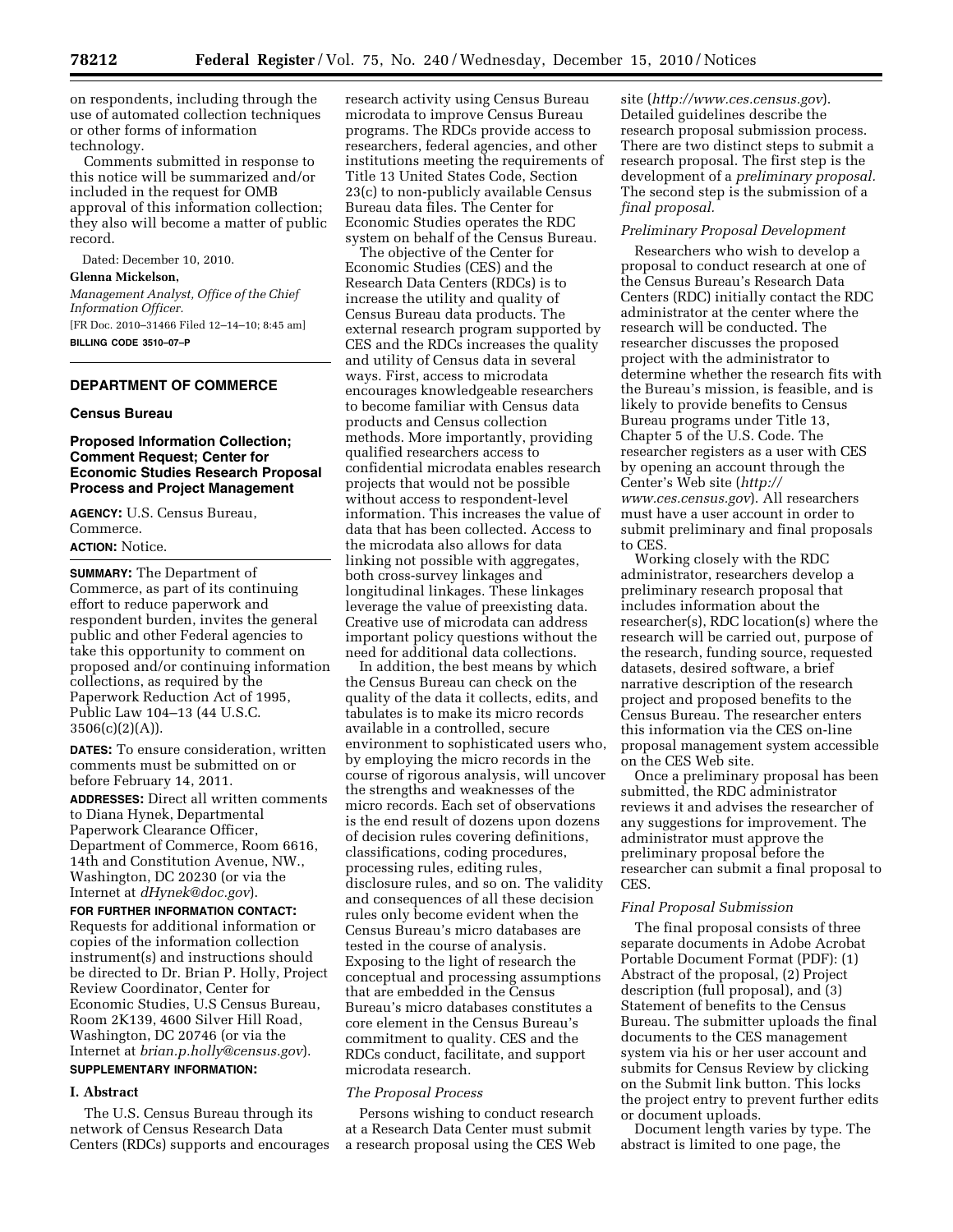on respondents, including through the use of automated collection techniques or other forms of information technology.

Comments submitted in response to this notice will be summarized and/or included in the request for OMB approval of this information collection; they also will become a matter of public record.

Dated: December 10, 2010.

**Glenna Mickelson,**

*Management Analyst, Office of the Chief Information Officer.*

[FR Doc. 2010–31466 Filed 12–14–10; 8:45 am]

**BILLING CODE 3510–07–P**

## DEPARTMENT OF COMMERCE

### Census Bureau

### Proposed Information Collection; Comment Request; Center for Economic Studies Research Proposal Process and Project Management

**AGENCY:** U.S. Census Bureau, Commerce.

**ACTION:** Notice.

**SUMMARY:** The Department of Commerce, as part of its continuing effort to reduce paperwork and respondent burden, invites the general public and other Federal agencies to take this opportunity to comment on proposed and/or continuing information collections, as required by the Paperwork Reduction Act of 1995, Public Law 104–13 (44 U.S.C. 3506(c)(2)(A)).

**DATES:** To ensure consideration, written comments must be submitted on or before February 14, 2011.

**ADDRESSES:** Direct all written comments to Diana Hynek, Departmental Paperwork Clearance Officer, Department of Commerce, Room 6616, 14th and Constitution Avenue, NW., Washington, DC 20230 (or via the Internet at *dHynek@doc.gov*).

**FOR FURTHER INFORMATION CONTACT:** Requests for additional information or copies of the information collection instrument(s) and instructions should be directed to Dr. Brian P. Holly, Project Review Coordinator, Center for Economic Studies, U.S Census Bureau, Room 2K139, 4600 Silver Hill Road, Washington, DC 20746 (or via the Internet at *brian.p.holly@census.gov*).

**SUPPLEMENTARY INFORMATION:**

#### I. Abstract

The U.S. Census Bureau through its network of Census Research Data Centers (RDCs) supports and encourages research activity using Census Bureau microdata to improve Census Bureau programs. The RDCs provide access to researchers, federal agencies, and other institutions meeting the requirements of Title 13 United States Code, Section 23(c) to non-publicly available Census Bureau data files. The Center for Economic Studies operates the RDC system on behalf of the Census Bureau.

The objective of the Center for Economic Studies (CES) and the Research Data Centers (RDCs) is to increase the utility and quality of Census Bureau data products. The external research program supported by CES and the RDCs increases the quality and utility of Census data in several ways. First, access to microdata encourages knowledgeable researchers to become familiar with Census data products and Census collection methods. More importantly, providing qualified researchers access to confidential microdata enables research projects that would not be possible without access to respondent-level information. This increases the value of data that has been collected. Access to the microdata also allows for data linking not possible with aggregates, both cross-survey linkages and longitudinal linkages. These linkages leverage the value of preexisting data. Creative use of microdata can address important policy questions without the need for additional data collections.

In addition, the best means by which the Census Bureau can check on the quality of the data it collects, edits, and tabulates is to make its micro records available in a controlled, secure environment to sophisticated users who, by employing the micro records in the course of rigorous analysis, will uncover the strengths and weaknesses of the micro records. Each set of observations is the end result of dozens upon dozens of decision rules covering definitions, classifications, coding procedures, processing rules, editing rules, disclosure rules, and so on. The validity and consequences of all these decision rules only become evident when the Census Bureau's micro databases are tested in the course of analysis. Exposing to the light of research the conceptual and processing assumptions that are embedded in the Census Bureau's micro databases constitutes a core element in the Census Bureau's commitment to quality. CES and the RDCs conduct, facilitate, and support microdata research.

*The Proposal Process*

Persons wishing to conduct research at a Research Data Center must submit a research proposal using the CES Web site (*http://www.ces.census.gov*). Detailed guidelines describe the research proposal submission process. There are two distinct steps to submit a research proposal. The first step is the development of a *preliminary proposal.* The second step is the submission of a *final proposal.*

*Preliminary Proposal Development*

Researchers who wish to develop a proposal to conduct research at one of the Census Bureau's Research Data Centers (RDC) initially contact the RDC administrator at the center where the research will be conducted. The researcher discusses the proposed project with the administrator to determine whether the research fits with the Bureau's mission, is feasible, and is likely to provide benefits to Census Bureau programs under Title 13, Chapter 5 of the U.S. Code. The researcher registers as a user with CES by opening an account through the Center's Web site (*http://www.ces.census.gov*). All researchers must have a user account in order to submit preliminary and final proposals to CES.

Working closely with the RDC administrator, researchers develop a preliminary research proposal that includes information about the researcher(s), RDC location(s) where the research will be carried out, purpose of the research, funding source, requested datasets, desired software, a brief narrative description of the research project and proposed benefits to the Census Bureau. The researcher enters this information via the CES on-line proposal management system accessible on the CES Web site.

Once a preliminary proposal has been submitted, the RDC administrator reviews it and advises the researcher of any suggestions for improvement. The administrator must approve the preliminary proposal before the researcher can submit a final proposal to CES.

*Final Proposal Submission*

The final proposal consists of three separate documents in Adobe Acrobat Portable Document Format (PDF): (1) Abstract of the proposal, (2) Project description (full proposal), and (3) Statement of benefits to the Census Bureau. The submitter uploads the final documents to the CES management system via his or her user account and submits for Census Review by clicking on the Submit link button. This locks the project entry to prevent further edits or document uploads.

Document length varies by type. The abstract is limited to one page, the